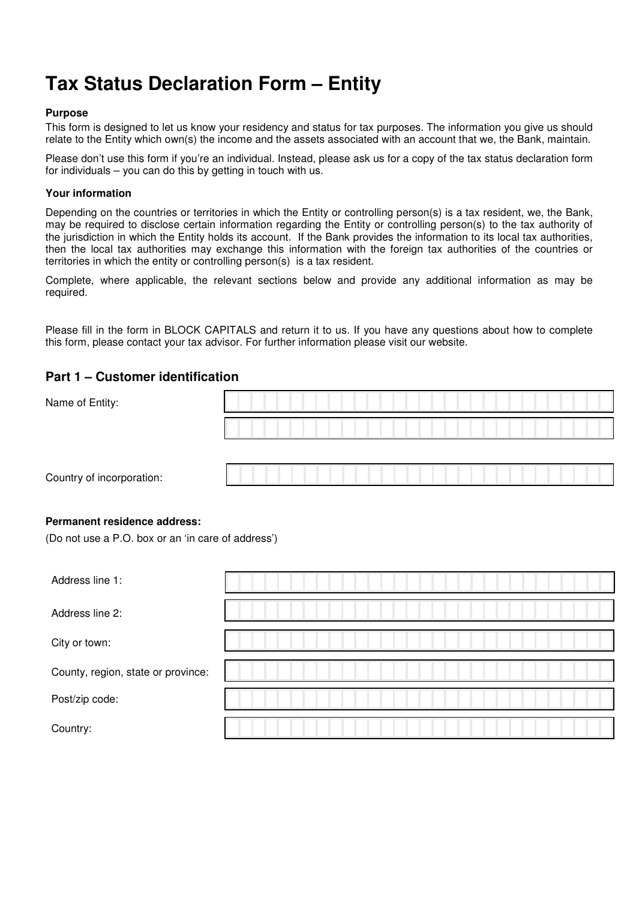# Tax Status Declaration Form – Entity

**Purpose**

This form is designed to let us know your residency and status for tax purposes. The information you give us should relate to the Entity which own(s) the income and the assets associated with an account that we, the Bank, maintain.

Please don't use this form if you're an individual. Instead, please ask us for a copy of the tax status declaration form for individuals – you can do this by getting in touch with us.

**Your information**

Depending on the countries or territories in which the Entity or controlling person(s) is a tax resident, we, the Bank, may be required to disclose certain information regarding the Entity or controlling person(s) to the tax authority of the jurisdiction in which the Entity holds its account. If the Bank provides the information to its local tax authorities, then the local tax authorities may exchange this information with the foreign tax authorities of the countries or territories in which the entity or controlling person(s) is a tax resident.

Complete, where applicable, the relevant sections below and provide any additional information as may be required.

Please fill in the form in BLOCK CAPITALS and return it to us. If you have any questions about how to complete this form, please contact your tax advisor. For further information please visit our website.

## Part 1 – Customer identification

Name of Entity:

Country of incorporation:

**Permanent residence address:**

(Do not use a P.O. box or an 'in care of address')

Address line 1:

Address line 2:

City or town:

County, region, state or province:

Post/zip code:

Country: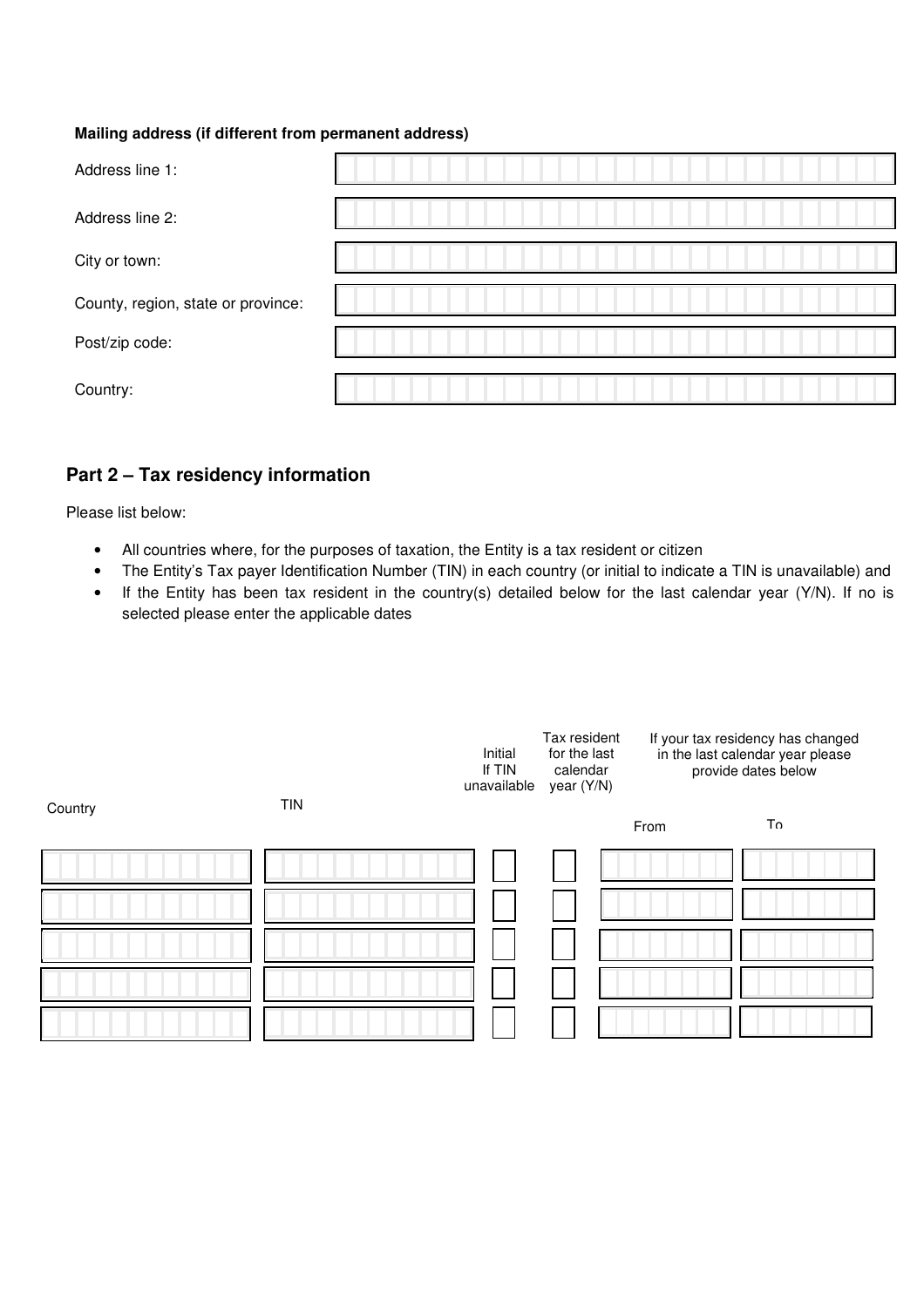**Mailing address (if different from permanent address)**

| | |
|---|---|
| Address line 1: | |
| Address line 2: | |
| City or town: | |
| County, region, state or province: | |
| Post/zip code: | |
| Country: | |

## Part 2 – Tax residency information

Please list below:

- All countries where, for the purposes of taxation, the Entity is a tax resident or citizen
- The Entity's Tax payer Identification Number (TIN) in each country (or initial to indicate a TIN is unavailable) and
- If the Entity has been tax resident in the country(s) detailed below for the last calendar year (Y/N). If no is selected please enter the applicable dates

| Country | TIN | Initial If TIN unavailable | Tax resident for the last calendar year (Y/N) | If your tax residency has changed in the last calendar year please provide dates below | |
|---|---|---|---|---|---|
| | | | | From | To |
| | | | | | |
| | | | | | |
| | | | | | |
| | | | | | |
| | | | | | |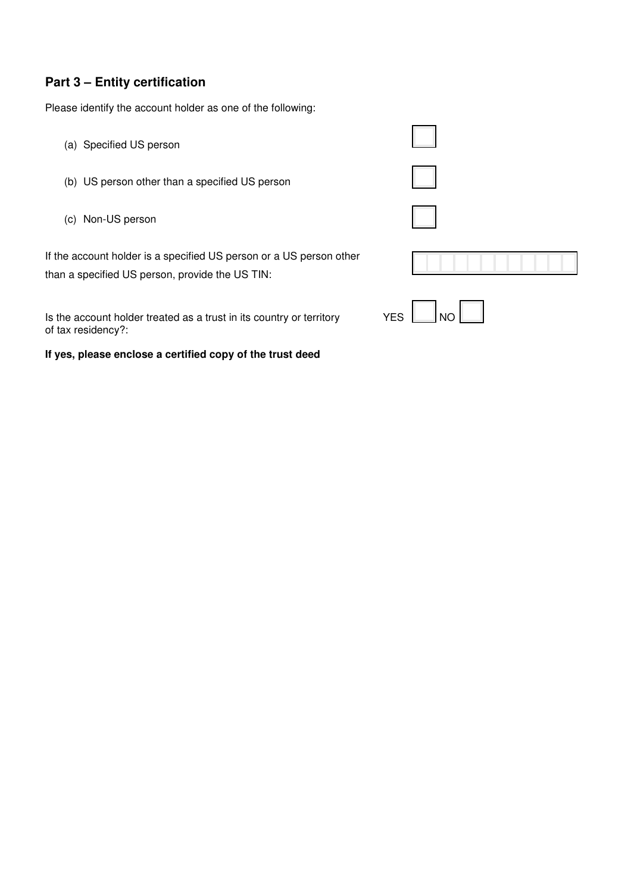## Part 3 – Entity certification

Please identify the account holder as one of the following:

(a) Specified US person ☐

(b) US person other than a specified US person ☐

(c) Non-US person ☐

If the account holder is a specified US person or a US person other than a specified US person, provide the US TIN:

Is the account holder treated as a trust in its country or territory of tax residency?: YES ☐ NO ☐

**If yes, please enclose a certified copy of the trust deed**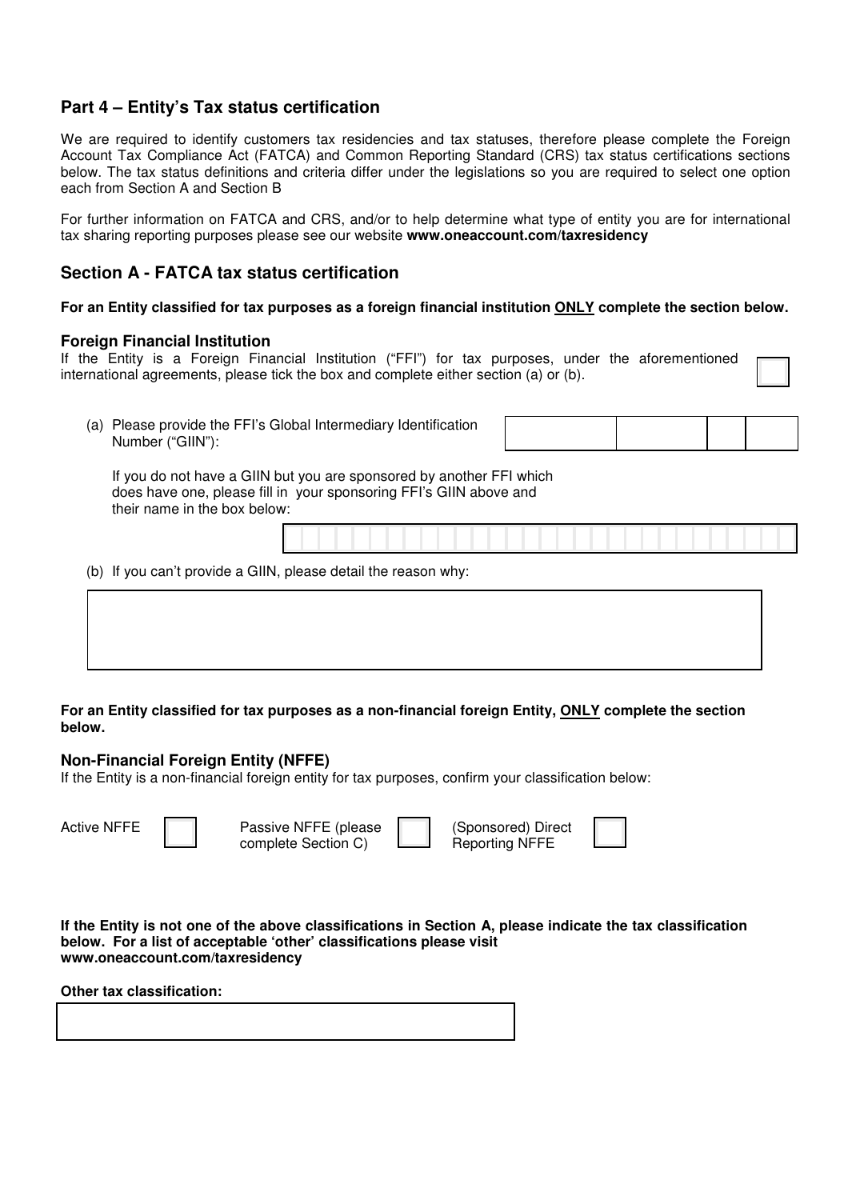## Part 4 – Entity's Tax status certification

We are required to identify customers tax residencies and tax statuses, therefore please complete the Foreign Account Tax Compliance Act (FATCA) and Common Reporting Standard (CRS) tax status certifications sections below. The tax status definitions and criteria differ under the legislations so you are required to select one option each from Section A and Section B

For further information on FATCA and CRS, and/or to help determine what type of entity you are for international tax sharing reporting purposes please see our website **www.oneaccount.com/taxresidency**

## Section A - FATCA tax status certification

**For an Entity classified for tax purposes as a foreign financial institution ONLY complete the section below.**

### Foreign Financial Institution

If the Entity is a Foreign Financial Institution ("FFI") for tax purposes, under the aforementioned international agreements, please tick the box and complete either section (a) or (b). ☐

(a) Please provide the FFI's Global Intermediary Identification Number ("GIIN"):

If you do not have a GIIN but you are sponsored by another FFI which does have one, please fill in your sponsoring FFI's GIIN above and their name in the box below:

(b) If you can't provide a GIIN, please detail the reason why:

**For an Entity classified for tax purposes as a non-financial foreign Entity, ONLY complete the section below.**

### Non-Financial Foreign Entity (NFFE)

If the Entity is a non-financial foreign entity for tax purposes, confirm your classification below:

Active NFFE ☐ Passive NFFE (please complete Section C) ☐ (Sponsored) Direct Reporting NFFE ☐

**If the Entity is not one of the above classifications in Section A, please indicate the tax classification below. For a list of acceptable 'other' classifications please visit www.oneaccount.com/taxresidency**

**Other tax classification:**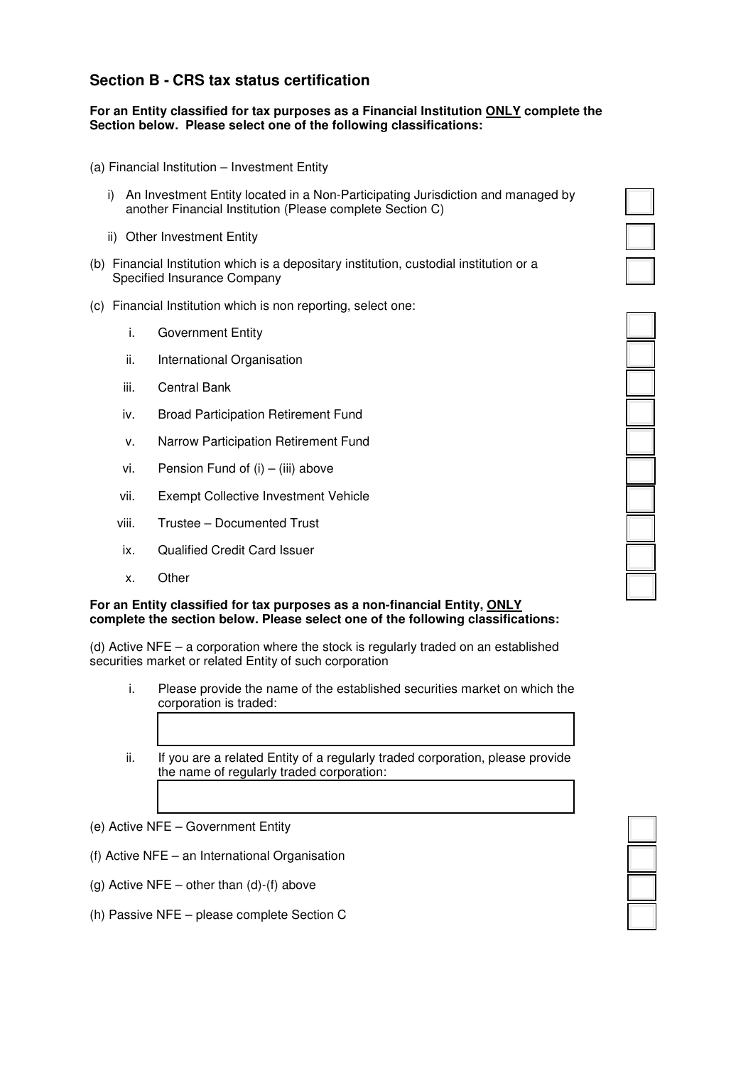## Section B - CRS tax status certification

**For an Entity classified for tax purposes as a Financial Institution ONLY complete the Section below. Please select one of the following classifications:**

(a) Financial Institution – Investment Entity

- i) An Investment Entity located in a Non-Participating Jurisdiction and managed by another Financial Institution (Please complete Section C) ☐
- ii) Other Investment Entity ☐

(b) Financial Institution which is a depositary institution, custodial institution or a Specified Insurance Company ☐

(c) Financial Institution which is non reporting, select one:

- i. Government Entity ☐
- ii. International Organisation ☐
- iii. Central Bank ☐
- iv. Broad Participation Retirement Fund ☐
- v. Narrow Participation Retirement Fund ☐
- vi. Pension Fund of (i) – (iii) above ☐
- vii. Exempt Collective Investment Vehicle ☐
- viii. Trustee – Documented Trust ☐
- ix. Qualified Credit Card Issuer ☐
- x. Other ☐

**For an Entity classified for tax purposes as a non-financial Entity, ONLY complete the section below. Please select one of the following classifications:**

(d) Active NFE – a corporation where the stock is regularly traded on an established securities market or related Entity of such corporation

- i. Please provide the name of the established securities market on which the corporation is traded:

  ________________________________

- ii. If you are a related Entity of a regularly traded corporation, please provide the name of regularly traded corporation:

  ________________________________

(e) Active NFE – Government Entity ☐

(f) Active NFE – an International Organisation ☐

(g) Active NFE – other than (d)-(f) above ☐

(h) Passive NFE – please complete Section C ☐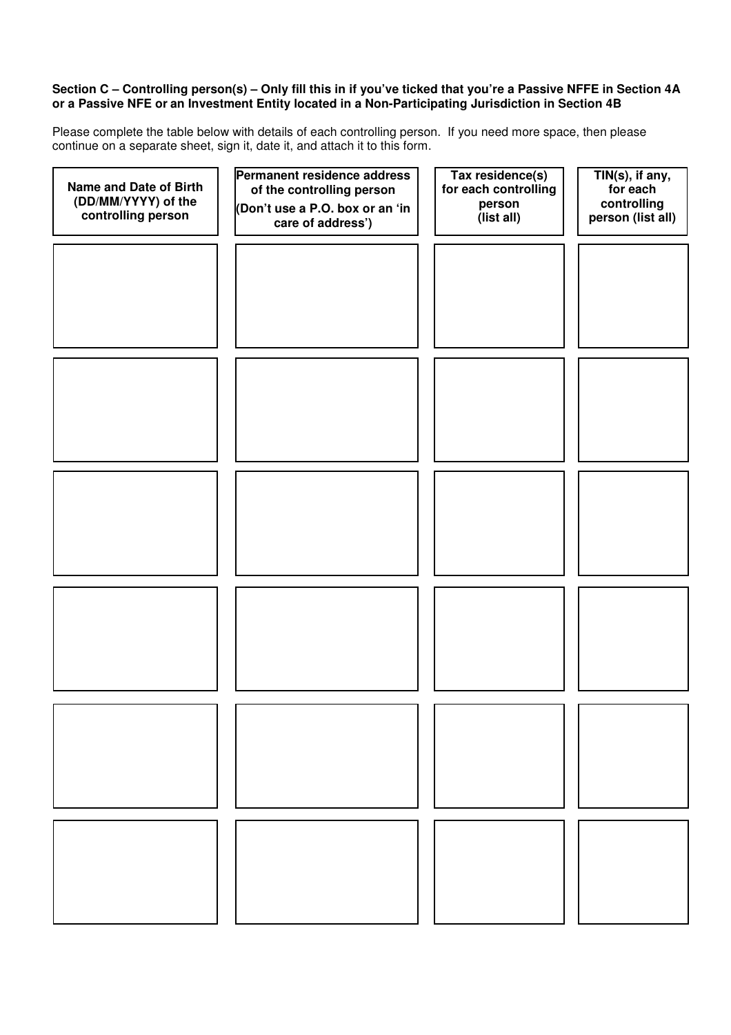**Section C – Controlling person(s) – Only fill this in if you've ticked that you're a Passive NFFE in Section 4A or a Passive NFE or an Investment Entity located in a Non-Participating Jurisdiction in Section 4B**

Please complete the table below with details of each controlling person. If you need more space, then please continue on a separate sheet, sign it, date it, and attach it to this form.

| Name and Date of Birth (DD/MM/YYYY) of the controlling person | Permanent residence address of the controlling person (Don't use a P.O. box or an 'in care of address') | Tax residence(s) for each controlling person (list all) | TIN(s), if any, for each controlling person (list all) |
| --- | --- | --- | --- |
| | | | |
| | | | |
| | | | |
| | | | |
| | | | |
| | | | |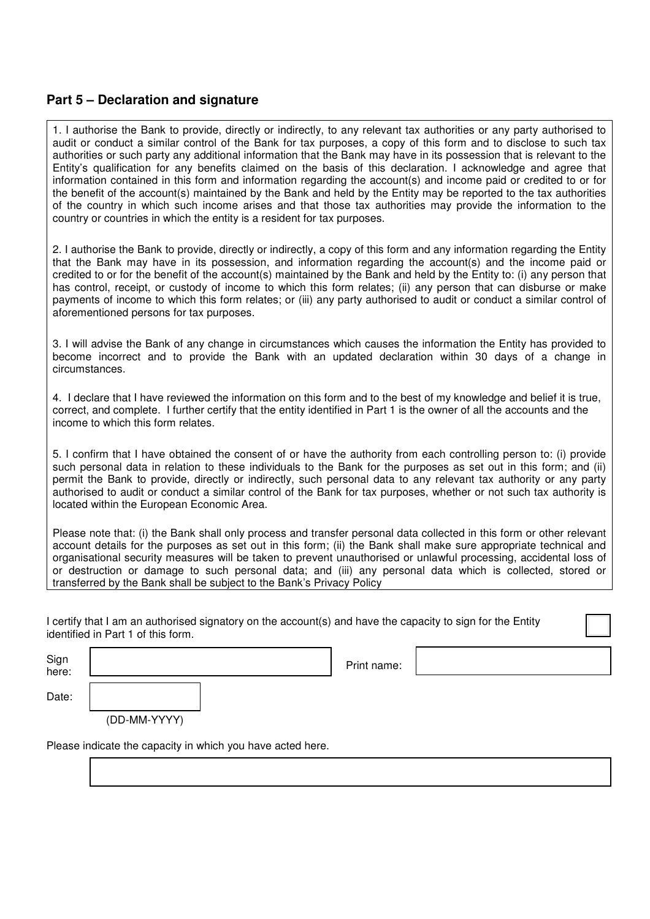## Part 5 – Declaration and signature

1. I authorise the Bank to provide, directly or indirectly, to any relevant tax authorities or any party authorised to audit or conduct a similar control of the Bank for tax purposes, a copy of this form and to disclose to such tax authorities or such party any additional information that the Bank may have in its possession that is relevant to the Entity's qualification for any benefits claimed on the basis of this declaration. I acknowledge and agree that information contained in this form and information regarding the account(s) and income paid or credited to or for the benefit of the account(s) maintained by the Bank and held by the Entity may be reported to the tax authorities of the country in which such income arises and that those tax authorities may provide the information to the country or countries in which the entity is a resident for tax purposes.

2. I authorise the Bank to provide, directly or indirectly, a copy of this form and any information regarding the Entity that the Bank may have in its possession, and information regarding the account(s) and the income paid or credited to or for the benefit of the account(s) maintained by the Bank and held by the Entity to: (i) any person that has control, receipt, or custody of income to which this form relates; (ii) any person that can disburse or make payments of income to which this form relates; or (iii) any party authorised to audit or conduct a similar control of aforementioned persons for tax purposes.

3. I will advise the Bank of any change in circumstances which causes the information the Entity has provided to become incorrect and to provide the Bank with an updated declaration within 30 days of a change in circumstances.

4. I declare that I have reviewed the information on this form and to the best of my knowledge and belief it is true, correct, and complete. I further certify that the entity identified in Part 1 is the owner of all the accounts and the income to which this form relates.

5. I confirm that I have obtained the consent of or have the authority from each controlling person to: (i) provide such personal data in relation to these individuals to the Bank for the purposes as set out in this form; and (ii) permit the Bank to provide, directly or indirectly, such personal data to any relevant tax authority or any party authorised to audit or conduct a similar control of the Bank for tax purposes, whether or not such tax authority is located within the European Economic Area.

Please note that: (i) the Bank shall only process and transfer personal data collected in this form or other relevant account details for the purposes as set out in this form; (ii) the Bank shall make sure appropriate technical and organisational security measures will be taken to prevent unauthorised or unlawful processing, accidental loss of or destruction or damage to such personal data; and (iii) any personal data which is collected, stored or transferred by the Bank shall be subject to the Bank's Privacy Policy

I certify that I am an authorised signatory on the account(s) and have the capacity to sign for the Entity identified in Part 1 of this form. ☐

Sign here: ____________________ Print name: ____________________

Date: ____________________
(DD-MM-YYYY)

Please indicate the capacity in which you have acted here.

____________________